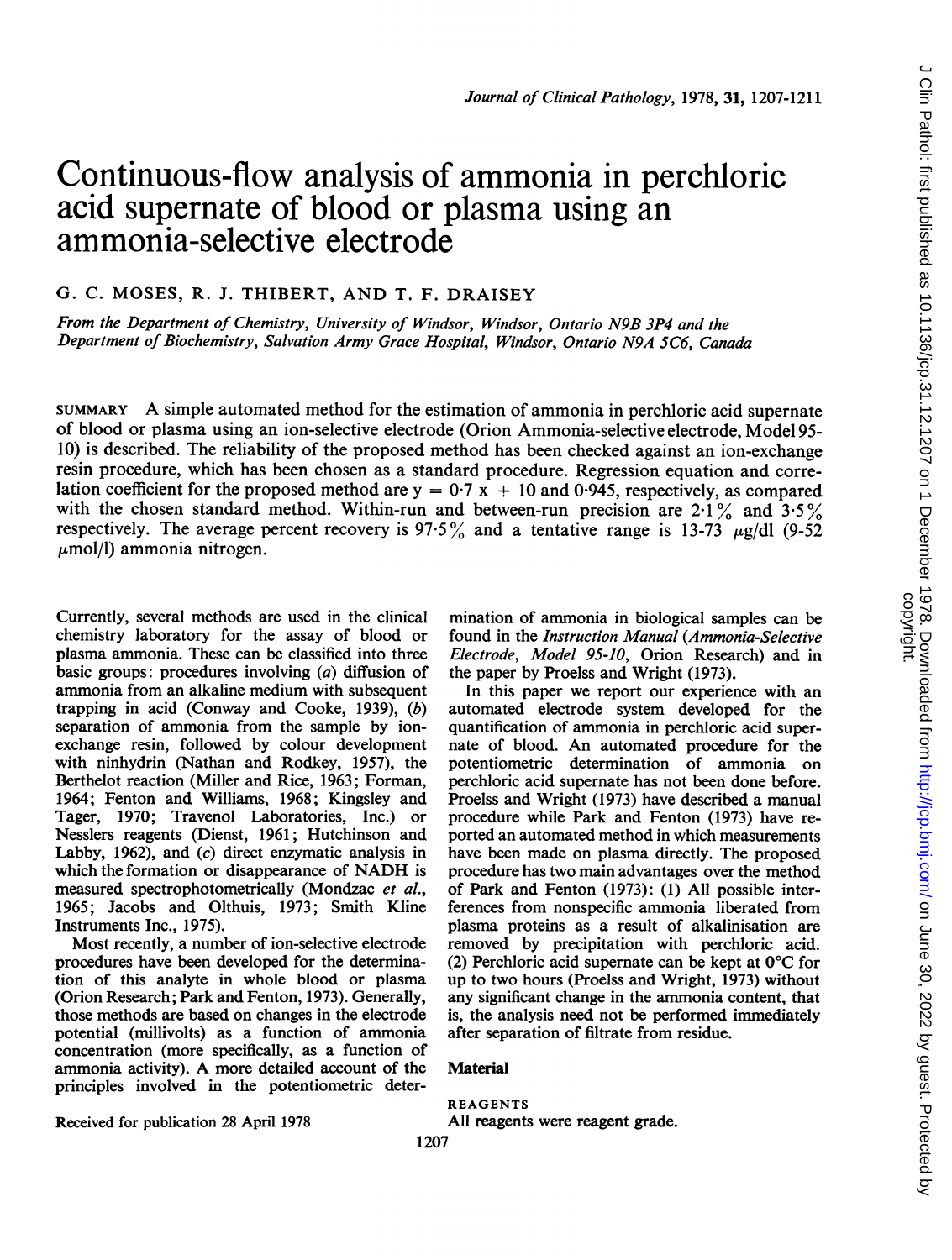# Continuous-flow analysis of ammonia in perchloric acid supernate of blood or plasma using an ammonia-selective electrode

G. C. MOSES, R. J. THIBERT, AND T. F. DRAISEY

*From the Department of Chemistry, University of Windsor, Windsor, Ontario N9B 3P4 and the Department of Biochemistry, Salvation Army Grace Hospital, Windsor, Ontario N9A 5C6, Canada*

SUMMARY A simple automated method for the estimation of ammonia in perchloric acid supernate of blood or plasma using an ion-selective electrode (Orion Ammonia-selective electrode, Model 95-10) is described. The reliability of the proposed method has been checked against an ion-exchange resin procedure, which has been chosen as a standard procedure. Regression equation and correlation coefficient for the proposed method are $y = 0{\cdot}7\ x + 10$ and 0·945, respectively, as compared with the chosen standard method. Within-run and between-run precision are 2·1% and 3·5% respectively. The average percent recovery is 97·5% and a tentative range is 13-73 μg/dl (9-52 μmol/l) ammonia nitrogen.

Currently, several methods are used in the clinical chemistry laboratory for the assay of blood or plasma ammonia. These can be classified into three basic groups: procedures involving (*a*) diffusion of ammonia from an alkaline medium with subsequent trapping in acid (Conway and Cooke, 1939), (*b*) separation of ammonia from the sample by ion-exchange resin, followed by colour development with ninhydrin (Nathan and Rodkey, 1957), the Berthelot reaction (Miller and Rice, 1963; Forman, 1964; Fenton and Williams, 1968; Kingsley and Tager, 1970; Travenol Laboratories, Inc.) or Nesslers reagents (Dienst, 1961; Hutchinson and Labby, 1962), and (*c*) direct enzymatic analysis in which the formation or disappearance of NADH is measured spectrophotometrically (Mondzac *et al.*, 1965; Jacobs and Olthuis, 1973; Smith Kline Instruments Inc., 1975).

Most recently, a number of ion-selective electrode procedures have been developed for the determination of this analyte in whole blood or plasma (Orion Research; Park and Fenton, 1973). Generally, those methods are based on changes in the electrode potential (millivolts) as a function of ammonia concentration (more specifically, as a function of ammonia activity). A more detailed account of the principles involved in the potentiometric determination of ammonia in biological samples can be found in the *Instruction Manual* (*Ammonia-Selective Electrode, Model 95-10*, Orion Research) and in the paper by Proelss and Wright (1973).

In this paper we report our experience with an automated electrode system developed for the quantification of ammonia in perchloric acid supernate of blood. An automated procedure for the potentiometric determination of ammonia on perchloric acid supernate has not been done before. Proelss and Wright (1973) have described a manual procedure while Park and Fenton (1973) have reported an automated method in which measurements have been made on plasma directly. The proposed procedure has two main advantages over the method of Park and Fenton (1973): (1) All possible interferences from nonspecific ammonia liberated from plasma proteins as a result of alkalinisation are removed by precipitation with perchloric acid. (2) Perchloric acid supernate can be kept at 0°C for up to two hours (Proelss and Wright, 1973) without any significant change in the ammonia content, that is, the analysis need not be performed immediately after separation of filtrate from residue.

## Material

REAGENTS

All reagents were reagent grade.

Received for publication 28 April 1978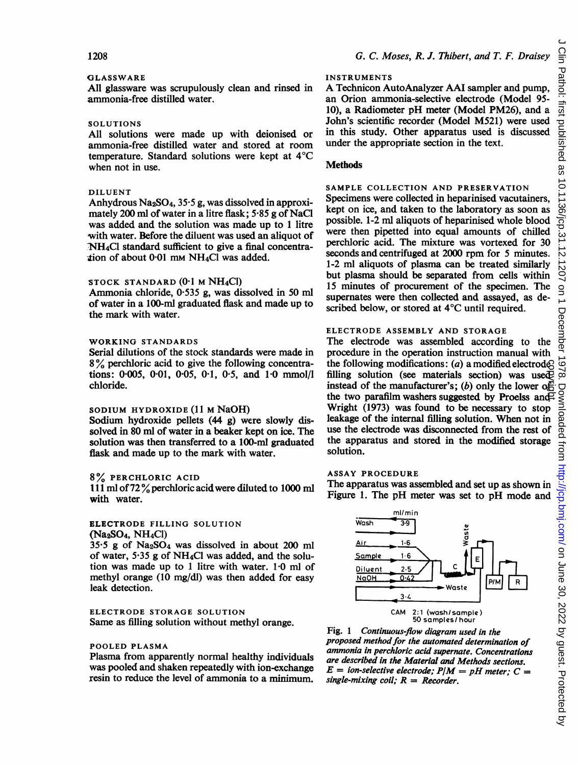### GLASSWARE

All glassware was scrupulously clean and rinsed in ammonia-free distilled water.

### SOLUTIONS

All solutions were made up with deionised or ammonia-free distilled water and stored at room temperature. Standard solutions were kept at 4°C when not in use.

### DILUENT

Anhydrous $Na_2SO_4$, 35·5 g, was dissolved in approximately 200 ml of water in a litre flask; 5·85 g of NaCl was added and the solution was made up to 1 litre with water. Before the diluent was used an aliquot of $NH_4Cl$ standard sufficient to give a final concentration of about 0·01 mM $NH_4Cl$ was added.

### STOCK STANDARD (0·1 M $NH_4Cl$)

Ammonia chloride, 0·535 g, was dissolved in 50 ml of water in a 100-ml graduated flask and made up to the mark with water.

### WORKING STANDARDS

Serial dilutions of the stock standards were made in 8% perchloric acid to give the following concentrations: 0·005, 0·01, 0·05, 0·1, 0·5, and 1·0 mmol/l chloride.

### SODIUM HYDROXIDE (11 M NaOH)

Sodium hydroxide pellets (44 g) were slowly dissolved in 80 ml of water in a beaker kept on ice. The solution was then transferred to a 100-ml graduated flask and made up to the mark with water.

### 8% PERCHLORIC ACID

111 ml of 72% perchloric acid were diluted to 1000 ml with water.

### ELECTRODE FILLING SOLUTION ($Na_2SO_4$, $NH_4Cl$)

35·5 g of $Na_2SO_4$ was dissolved in about 200 ml of water, 5·35 g of $NH_4Cl$ was added, and the solution was made up to 1 litre with water. 1·0 ml of methyl orange (10 mg/dl) was then added for easy leak detection.

### ELECTRODE STORAGE SOLUTION

Same as filling solution without methyl orange.

### POOLED PLASMA

Plasma from apparently normal healthy individuals was pooled and shaken repeatedly with ion-exchange resin to reduce the level of ammonia to a minimum.

### INSTRUMENTS

A Technicon AutoAnalyzer AAI sampler and pump, an Orion ammonia-selective electrode (Model 95-10), a Radiometer pH meter (Model PM26), and a John's scientific recorder (Model M521) were used in this study. Other apparatus used is discussed under the appropriate section in the text.

## Methods

### SAMPLE COLLECTION AND PRESERVATION

Specimens were collected in heparinised vacutainers, kept on ice, and taken to the laboratory as soon as possible. 1-2 ml aliquots of heparinised whole blood were then pipetted into equal amounts of chilled perchloric acid. The mixture was vortexed for 30 seconds and centrifuged at 2000 rpm for 5 minutes. 1-2 ml aliquots of plasma can be treated similarly but plasma should be separated from cells within 15 minutes of procurement of the specimen. The supernates were then collected and assayed, as described below, or stored at 4°C until required.

### ELECTRODE ASSEMBLY AND STORAGE

The electrode was assembled according to the procedure in the operation instruction manual with the following modifications: (*a*) a modified electrode filling solution (see materials section) was used instead of the manufacturer's; (*b*) only the lower of the two parafilm washers suggested by Proelss and Wright (1973) was found to be necessary to stop leakage of the internal filling solution. When not in use the electrode was disconnected from the rest of the apparatus and stored in the modified storage solution.

### ASSAY PROCEDURE

The apparatus was assembled and set up as shown in Figure 1. The pH meter was set to pH mode and

| | ml/min |
|---|---|
| Wash | 3·9 |
| Air | 1·6 |
| Sample | 1·6 |
| Diluent | 2·5 |
| NaOH | 0·42 |
| (Waste) | 3·4 |

CAM 2:1 (wash/sample)
50 samples/hour

*Fig. 1 Continuous-flow diagram used in the proposed method for the automated determination of ammonia in perchloric acid supernate. Concentrations are described in the Material and Methods sections. E = ion-selective electrode; P/M = pH meter; C = single-mixing coil; R = Recorder.*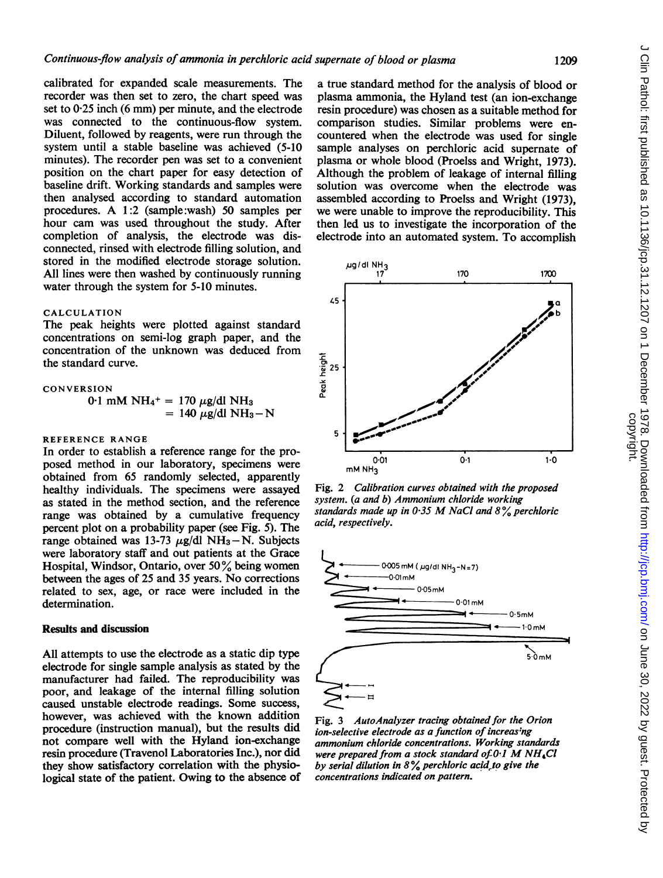calibrated for expanded scale measurements. The recorder was then set to zero, the chart speed was set to 0·25 inch (6 mm) per minute, and the electrode was connected to the continuous-flow system. Diluent, followed by reagents, were run through the system until a stable baseline was achieved (5-10 minutes). The recorder pen was set to a convenient position on the chart paper for easy detection of baseline drift. Working standards and samples were then analysed according to standard automation procedures. A 1:2 (sample:wash) 50 samples per hour cam was used throughout the study. After completion of analysis, the electrode was disconnected, rinsed with electrode filling solution, and stored in the modified electrode storage solution. All lines were then washed by continuously running water through the system for 5-10 minutes.

### CALCULATION

The peak heights were plotted against standard concentrations on semi-log graph paper, and the concentration of the unknown was deduced from the standard curve.

### CONVERSION

$$0{\cdot}1 \text{ mM } NH_4^+ = 170\ \mu g/dl\ NH_3$$
$$= 140\ \mu g/dl\ NH_3-N$$

### REFERENCE RANGE

In order to establish a reference range for the proposed method in our laboratory, specimens were obtained from 65 randomly selected, apparently healthy individuals. The specimens were assayed as stated in the method section, and the reference range was obtained by a cumulative frequency percent plot on a probability paper (see Fig. 5). The range obtained was 13-73 $\mu g/dl\ NH_3-N$. Subjects were laboratory staff and out patients at the Grace Hospital, Windsor, Ontario, over 50% being women between the ages of 25 and 35 years. No corrections related to sex, age, or race were included in the determination.

## Results and discussion

All attempts to use the electrode as a static dip type electrode for single sample analysis as stated by the manufacturer had failed. The reproducibility was poor, and leakage of the internal filling solution caused unstable electrode readings. Some success, however, was achieved with the known addition procedure (instruction manual), but the results did not compare well with the Hyland ion-exchange resin procedure (Travenol Laboratories Inc.), nor did they show satisfactory correlation with the physiological state of the patient. Owing to the absence of a true standard method for the analysis of blood or plasma ammonia, the Hyland test (an ion-exchange resin procedure) was chosen as a suitable method for comparison studies. Similar problems were encountered when the electrode was used for single sample analyses on perchloric acid supernate of plasma or whole blood (Proelss and Wright, 1973). Although the problem of leakage of internal filling solution was overcome when the electrode was assembled according to Proelss and Wright (1973), we were unable to improve the reproducibility. This then led us to investigate the incorporation of the electrode into an automated system. To accomplish

Fig. 2 *Calibration curves obtained with the proposed system. (a and b) Ammonium chloride working standards made up in 0·35 M NaCl and 8% perchloric acid, respectively.*

Fig. 3 *AutoAnalyzer tracing obtained for the Orion ion-selective electrode as a function of increasing ammonium chloride concentrations. Working standards were prepared from a stock standard of 0·1 M $NH_4Cl$ by serial dilution in 8% perchloric acid to give the concentrations indicated on pattern.*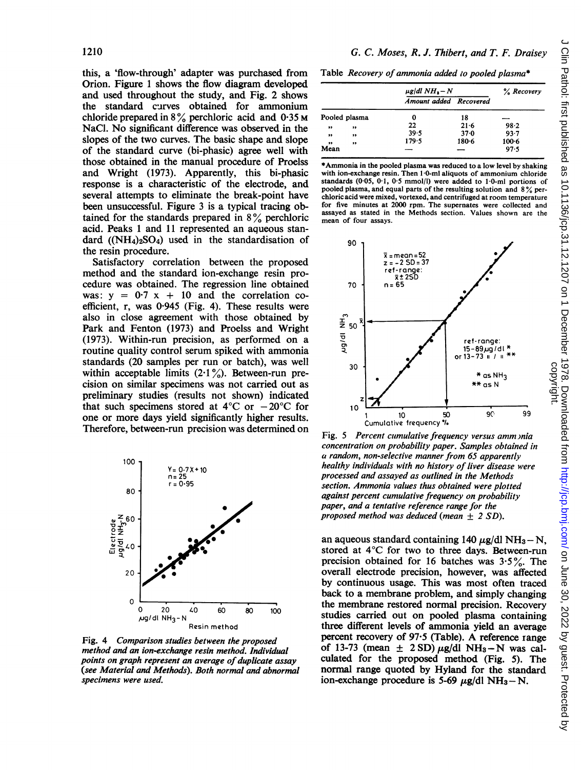this, a 'flow-through' adapter was purchased from Orion. Figure 1 shows the flow diagram developed and used throughout the study, and Fig. 2 shows the standard curves obtained for ammonium chloride prepared in 8% perchloric acid and 0·35 M NaCl. No significant difference was observed in the slopes of the two curves. The basic shape and slope of the standard curve (bi-phasic) agree well with those obtained in the manual procedure of Proelss and Wright (1973). Apparently, this bi-phasic response is a characteristic of the electrode, and several attempts to eliminate the break-point have been unsuccessful. Figure 3 is a typical tracing obtained for the standards prepared in 8% perchloric acid. Peaks 1 and 11 represented an aqueous standard ($(NH_4)_2SO_4$) used in the standardisation of the resin procedure.

Satisfactory correlation between the proposed method and the standard ion-exchange resin procedure was obtained. The regression line obtained was: $y = 0{\cdot}7\ x + 10$ and the correlation coefficient, r, was 0·945 (Fig. 4). These results were also in close agreement with those obtained by Park and Fenton (1973) and Proelss and Wright (1973). Within-run precision, as performed on a routine quality control serum spiked with ammonia standards (20 samples per run or batch), was well within acceptable limits (2·1%). Between-run precision on similar specimens was not carried out as preliminary studies (results not shown) indicated that such specimens stored at 4°C or −20°C for one or more days yield significantly higher results. Therefore, between-run precision was determined on

Fig. 4 *Comparison studies between the proposed method and an ion-exchange resin method. Individual points on graph represent an average of duplicate assay (see Material and Methods). Both normal and abnormal specimens were used.*

Table *Recovery of ammonia added to pooled plasma\**

| | $\mu g/dl\ NH_3-N$ Amount added | Recovered | % Recovery |
|---|---|---|---|
| Pooled plasma | 0 | 18 | — |
| " " | 22 | 21·6 | 98·2 |
| " " | 39·5 | 37·0 | 93·7 |
| " " | 179·5 | 180·6 | 100·6 |
| Mean | — | — | 97·5 |

\*Ammonia in the pooled plasma was reduced to a low level by shaking with ion-exchange resin. Then 1·0-ml aliquots of ammonium chloride standards (0·05, 0·1, 0·5 mmol/l) were added to 1·0-ml portions of pooled plasma, and equal parts of the resulting solution and 8% perchloric acid were mixed, vortexed, and centrifuged at room temperature for five minutes at 2000 rpm. The supernates were collected and assayed as stated in the Methods section. Values shown are the mean of four assays.

Fig. 5 *Percent cumulative frequency versus ammonia concentration on probability paper. Samples obtained in a random, non-selective manner from 65 apparently healthy individuals with no history of liver disease were processed and assayed as outlined in the Methods section. Ammonia values thus obtained were plotted against percent cumulative frequency on probability paper, and a tentative reference range for the proposed method was deduced (mean ± 2 SD).*

an aqueous standard containing 140 $\mu g/dl\ NH_3-N$, stored at 4°C for two to three days. Between-run precision obtained for 16 batches was 3·5%. The overall electrode precision, however, was affected by continuous usage. This was most often traced back to a membrane problem, and simply changing the membrane restored normal precision. Recovery studies carried out on pooled plasma containing three different levels of ammonia yield an average percent recovery of 97·5 (Table). A reference range of 13-73 (mean ± 2 SD) $\mu g/dl\ NH_3-N$ was calculated for the proposed method (Fig. 5). The normal range quoted by Hyland for the standard ion-exchange procedure is 5-69 $\mu g/dl\ NH_3-N$.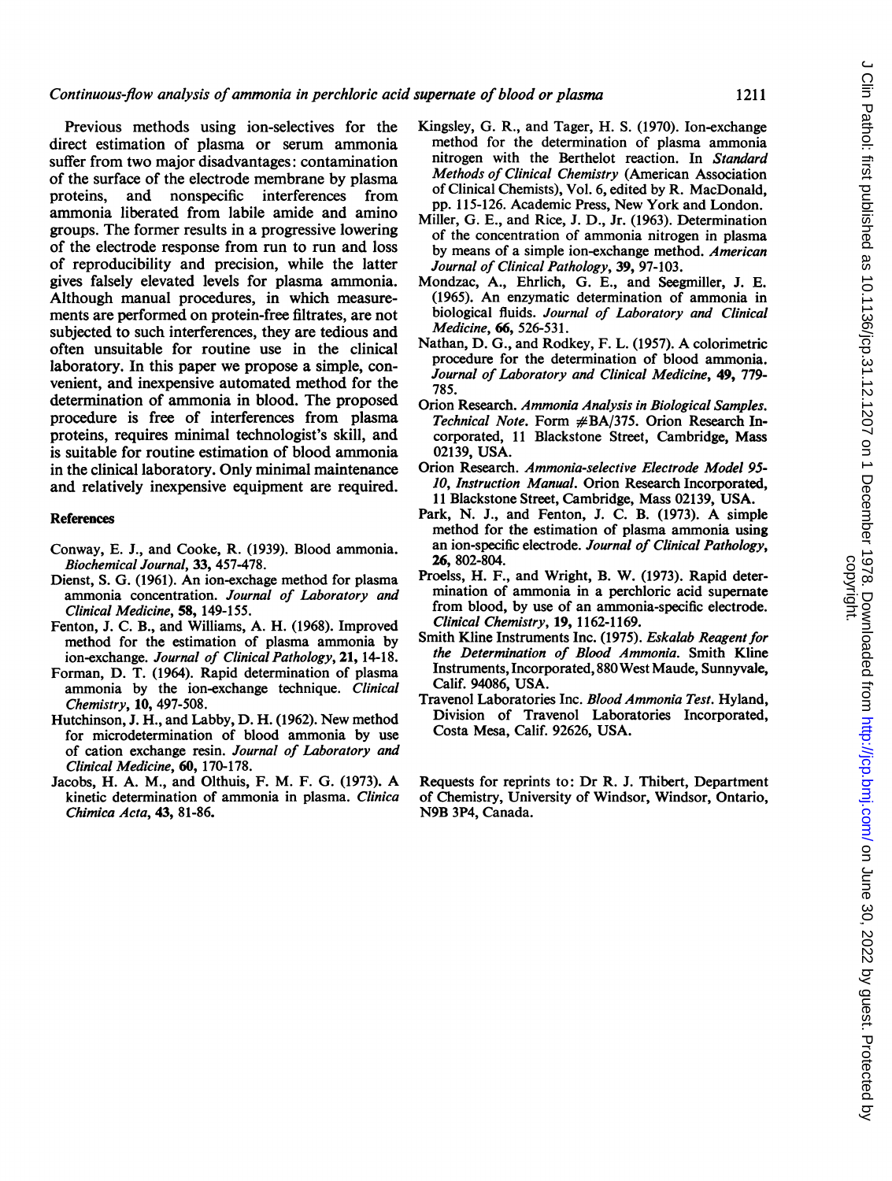Previous methods using ion-selectives for the direct estimation of plasma or serum ammonia suffer from two major disadvantages: contamination of the surface of the electrode membrane by plasma proteins, and nonspecific interferences from ammonia liberated from labile amide and amino groups. The former results in a progressive lowering of the electrode response from run to run and loss of reproducibility and precision, while the latter gives falsely elevated levels for plasma ammonia. Although manual procedures, in which measurements are performed on protein-free filtrates, are not subjected to such interferences, they are tedious and often unsuitable for routine use in the clinical laboratory. In this paper we propose a simple, convenient, and inexpensive automated method for the determination of ammonia in blood. The proposed procedure is free of interferences from plasma proteins, requires minimal technologist's skill, and is suitable for routine estimation of blood ammonia in the clinical laboratory. Only minimal maintenance and relatively inexpensive equipment are required.

## References

Conway, E. J., and Cooke, R. (1939). Blood ammonia. *Biochemical Journal*, **33**, 457-478.

Dienst, S. G. (1961). An ion-exchange method for plasma ammonia concentration. *Journal of Laboratory and Clinical Medicine*, **58**, 149-155.

Fenton, J. C. B., and Williams, A. H. (1968). Improved method for the estimation of plasma ammonia by ion-exchange. *Journal of Clinical Pathology*, **21**, 14-18.

Forman, D. T. (1964). Rapid determination of plasma ammonia by the ion-exchange technique. *Clinical Chemistry*, **10**, 497-508.

Hutchinson, J. H., and Labby, D. H. (1962). New method for microdetermination of blood ammonia by use of cation exchange resin. *Journal of Laboratory and Clinical Medicine*, **60**, 170-178.

Jacobs, H. A. M., and Olthuis, F. M. F. G. (1973). A kinetic determination of ammonia in plasma. *Clinica Chimica Acta*, **43**, 81-86.

Kingsley, G. R., and Tager, H. S. (1970). Ion-exchange method for the determination of plasma ammonia nitrogen with the Berthelot reaction. In *Standard Methods of Clinical Chemistry* (American Association of Clinical Chemists), Vol. 6, edited by R. MacDonald, pp. 115-126. Academic Press, New York and London.

Miller, G. E., and Rice, J. D., Jr. (1963). Determination of the concentration of ammonia nitrogen in plasma by means of a simple ion-exchange method. *American Journal of Clinical Pathology*, **39**, 97-103.

Mondzac, A., Ehrlich, G. E., and Seegmiller, J. E. (1965). An enzymatic determination of ammonia in biological fluids. *Journal of Laboratory and Clinical Medicine*, **66**, 526-531.

Nathan, D. G., and Rodkey, F. L. (1957). A colorimetric procedure for the determination of blood ammonia. *Journal of Laboratory and Clinical Medicine*, **49**, 779-785.

Orion Research. *Ammonia Analysis in Biological Samples. Technical Note.* Form #BA/375. Orion Research Incorporated, 11 Blackstone Street, Cambridge, Mass 02139, USA.

Orion Research. *Ammonia-selective Electrode Model 95-10, Instruction Manual.* Orion Research Incorporated, 11 Blackstone Street, Cambridge, Mass 02139, USA.

Park, N. J., and Fenton, J. C. B. (1973). A simple method for the estimation of plasma ammonia using an ion-specific electrode. *Journal of Clinical Pathology*, **26**, 802-804.

Proelss, H. F., and Wright, B. W. (1973). Rapid determination of ammonia in a perchloric acid supernate from blood, by use of an ammonia-specific electrode. *Clinical Chemistry*, **19**, 1162-1169.

Smith Kline Instruments Inc. (1975). *Eskalab Reagent for the Determination of Blood Ammonia.* Smith Kline Instruments, Incorporated, 880 West Maude, Sunnyvale, Calif. 94086, USA.

Travenol Laboratories Inc. *Blood Ammonia Test.* Hyland, Division of Travenol Laboratories Incorporated, Costa Mesa, Calif. 92626, USA.

Requests for reprints to: Dr R. J. Thibert, Department of Chemistry, University of Windsor, Windsor, Ontario, N9B 3P4, Canada.